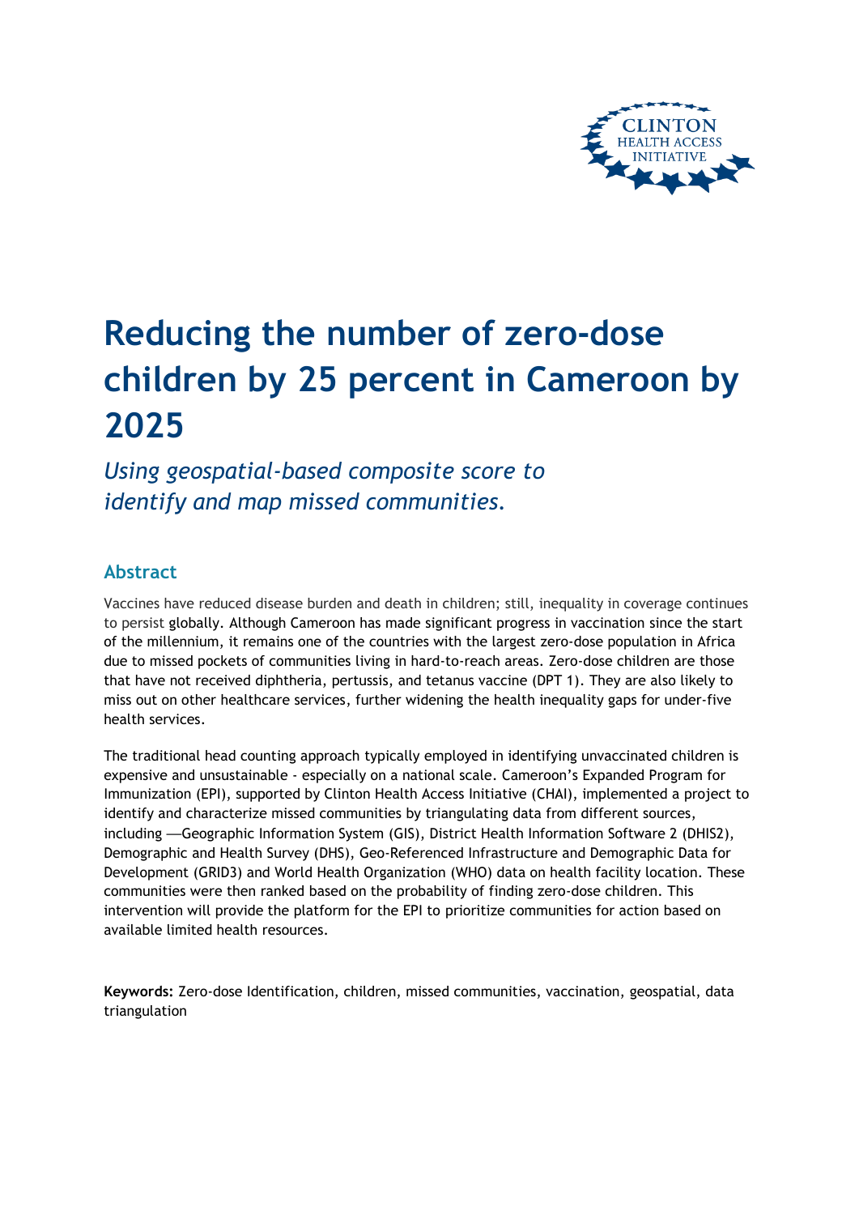# Reducing the number of zero-dose children by 25 percent in Cameroon by 2025

*Using geospatial-based composite score to identify and map missed communities.*

## Abstract

Vaccines have reduced disease burden and death in children; still, inequality in coverage continues to persist globally. Although Cameroon has made significant progress in vaccination since the start of the millennium, it remains one of the countries with the largest zero-dose population in Africa due to missed pockets of communities living in hard-to-reach areas. Zero-dose children are those that have not received diphtheria, pertussis, and tetanus vaccine (DPT 1). They are also likely to miss out on other healthcare services, further widening the health inequality gaps for under-five health services.

The traditional head counting approach typically employed in identifying unvaccinated children is expensive and unsustainable - especially on a national scale. Cameroon's Expanded Program for Immunization (EPI), supported by Clinton Health Access Initiative (CHAI), implemented a project to identify and characterize missed communities by triangulating data from different sources, including —Geographic Information System (GIS), District Health Information Software 2 (DHIS2), Demographic and Health Survey (DHS), Geo-Referenced Infrastructure and Demographic Data for Development (GRID3) and World Health Organization (WHO) data on health facility location. These communities were then ranked based on the probability of finding zero-dose children. This intervention will provide the platform for the EPI to prioritize communities for action based on available limited health resources.

**Keywords:** Zero-dose Identification, children, missed communities, vaccination, geospatial, data triangulation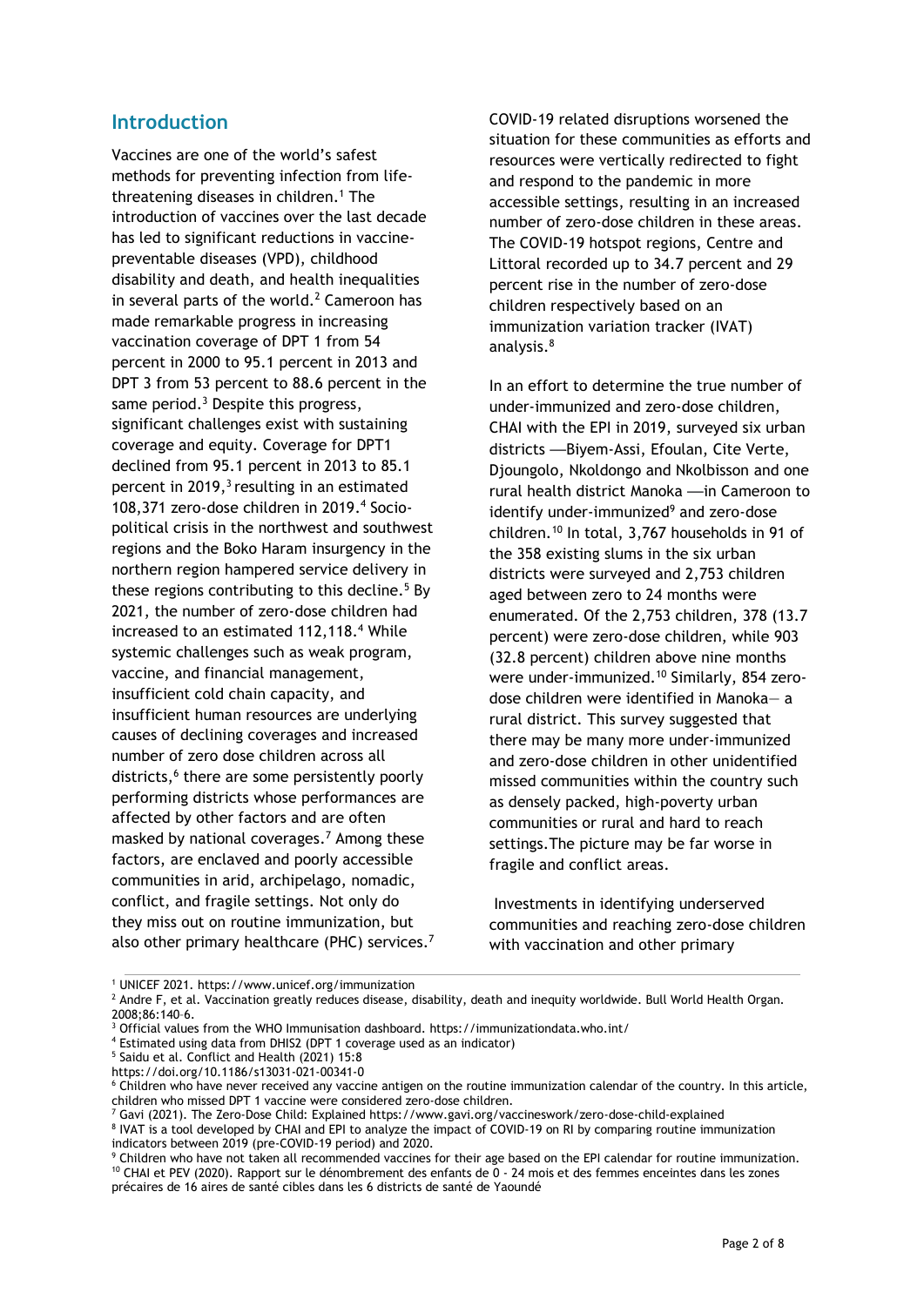## Introduction

Vaccines are one of the world's safest methods for preventing infection from life-threatening diseases in children.[1] The introduction of vaccines over the last decade has led to significant reductions in vaccine-preventable diseases (VPD), childhood disability and death, and health inequalities in several parts of the world.[2] Cameroon has made remarkable progress in increasing vaccination coverage of DPT 1 from 54 percent in 2000 to 95.1 percent in 2013 and DPT 3 from 53 percent to 88.6 percent in the same period.[3] Despite this progress, significant challenges exist with sustaining coverage and equity. Coverage for DPT1 declined from 95.1 percent in 2013 to 85.1 percent in 2019,[3] resulting in an estimated 108,371 zero-dose children in 2019.[4] Socio-political crisis in the northwest and southwest regions and the Boko Haram insurgency in the northern region hampered service delivery in these regions contributing to this decline.[5] By 2021, the number of zero-dose children had increased to an estimated 112,118.[4] While systemic challenges such as weak program, vaccine, and financial management, insufficient cold chain capacity, and insufficient human resources are underlying causes of declining coverages and increased number of zero dose children across all districts,[6] there are some persistently poorly performing districts whose performances are affected by other factors and are often masked by national coverages.[7] Among these factors, are enclaved and poorly accessible communities in arid, archipelago, nomadic, conflict, and fragile settings. Not only do they miss out on routine immunization, but also other primary healthcare (PHC) services.[7] COVID-19 related disruptions worsened the situation for these communities as efforts and resources were vertically redirected to fight and respond to the pandemic in more accessible settings, resulting in an increased number of zero-dose children in these areas. The COVID-19 hotspot regions, Centre and Littoral recorded up to 34.7 percent and 29 percent rise in the number of zero-dose children respectively based on an immunization variation tracker (IVAT) analysis.[8]

In an effort to determine the true number of under-immunized and zero-dose children, CHAI with the EPI in 2019, surveyed six urban districts —Biyem-Assi, Efoulan, Cite Verte, Djoungolo, Nkoldongo and Nkolbisson and one rural health district Manoka —in Cameroon to identify under-immunized[9] and zero-dose children.[10] In total, 3,767 households in 91 of the 358 existing slums in the six urban districts were surveyed and 2,753 children aged between zero to 24 months were enumerated. Of the 2,753 children, 378 (13.7 percent) were zero-dose children, while 903 (32.8 percent) children above nine months were under-immunized.[10] Similarly, 854 zero-dose children were identified in Manoka— a rural district. This survey suggested that there may be many more under-immunized and zero-dose children in other unidentified missed communities within the country such as densely packed, high-poverty urban communities or rural and hard to reach settings. The picture may be far worse in fragile and conflict areas.

Investments in identifying underserved communities and reaching zero-dose children with vaccination and other primary

---

[1] UNICEF 2021. https://www.unicef.org/immunization

[2] Andre F, et al. Vaccination greatly reduces disease, disability, death and inequity worldwide. Bull World Health Organ. 2008;86:140–6.

[3] Official values from the WHO Immunisation dashboard. https://immunizationdata.who.int/

[4] Estimated using data from DHIS2 (DPT 1 coverage used as an indicator)

[5] Saidu et al. Conflict and Health (2021) 15:8 https://doi.org/10.1186/s13031-021-00341-0

[6] Children who have never received any vaccine antigen on the routine immunization calendar of the country. In this article, children who missed DPT 1 vaccine were considered zero-dose children.

[7] Gavi (2021). The Zero-Dose Child: Explained https://www.gavi.org/vaccineswork/zero-dose-child-explained

[8] IVAT is a tool developed by CHAI and EPI to analyze the impact of COVID-19 on RI by comparing routine immunization indicators between 2019 (pre-COVID-19 period) and 2020.

[9] Children who have not taken all recommended vaccines for their age based on the EPI calendar for routine immunization.

[10] CHAI et PEV (2020). Rapport sur le dénombrement des enfants de 0 - 24 mois et des femmes enceintes dans les zones précaires de 16 aires de santé cibles dans les 6 districts de santé de Yaoundé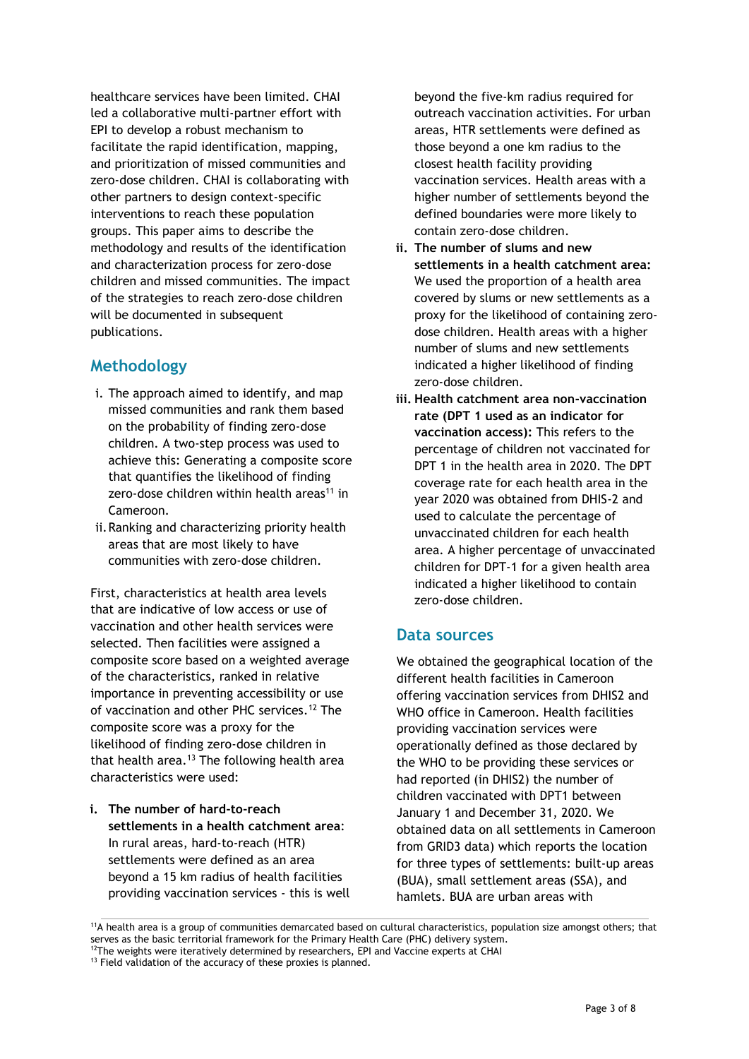healthcare services have been limited. CHAI led a collaborative multi-partner effort with EPI to develop a robust mechanism to facilitate the rapid identification, mapping, and prioritization of missed communities and zero-dose children. CHAI is collaborating with other partners to design context-specific interventions to reach these population groups. This paper aims to describe the methodology and results of the identification and characterization process for zero-dose children and missed communities. The impact of the strategies to reach zero-dose children will be documented in subsequent publications.

## Methodology

i. The approach aimed to identify, and map missed communities and rank them based on the probability of finding zero-dose children. A two-step process was used to achieve this: Generating a composite score that quantifies the likelihood of finding zero-dose children within health areas[11] in Cameroon.
ii. Ranking and characterizing priority health areas that are most likely to have communities with zero-dose children.

First, characteristics at health area levels that are indicative of low access or use of vaccination and other health services were selected. Then facilities were assigned a composite score based on a weighted average of the characteristics, ranked in relative importance in preventing accessibility or use of vaccination and other PHC services.[12] The composite score was a proxy for the likelihood of finding zero-dose children in that health area.[13] The following health area characteristics were used:

i. **The number of hard-to-reach settlements in a health catchment area**: In rural areas, hard-to-reach (HTR) settlements were defined as an area beyond a 15 km radius of health facilities providing vaccination services - this is well beyond the five-km radius required for outreach vaccination activities. For urban areas, HTR settlements were defined as those beyond a one km radius to the closest health facility providing vaccination services. Health areas with a higher number of settlements beyond the defined boundaries were more likely to contain zero-dose children.
ii. **The number of slums and new settlements in a health catchment area:** We used the proportion of a health area covered by slums or new settlements as a proxy for the likelihood of containing zero-dose children. Health areas with a higher number of slums and new settlements indicated a higher likelihood of finding zero-dose children.
iii. **Health catchment area non-vaccination rate (DPT 1 used as an indicator for vaccination access):** This refers to the percentage of children not vaccinated for DPT 1 in the health area in 2020. The DPT coverage rate for each health area in the year 2020 was obtained from DHIS-2 and used to calculate the percentage of unvaccinated children for each health area. A higher percentage of unvaccinated children for DPT-1 for a given health area indicated a higher likelihood to contain zero-dose children.

## Data sources

We obtained the geographical location of the different health facilities in Cameroon offering vaccination services from DHIS2 and WHO office in Cameroon. Health facilities providing vaccination services were operationally defined as those declared by the WHO to be providing these services or had reported (in DHIS2) the number of children vaccinated with DPT1 between January 1 and December 31, 2020. We obtained data on all settlements in Cameroon from GRID3 data) which reports the location for three types of settlements: built-up areas (BUA), small settlement areas (SSA), and hamlets. BUA are urban areas with

---

[11] A health area is a group of communities demarcated based on cultural characteristics, population size amongst others; that serves as the basic territorial framework for the Primary Health Care (PHC) delivery system.

[12] The weights were iteratively determined by researchers, EPI and Vaccine experts at CHAI

[13] Field validation of the accuracy of these proxies is planned.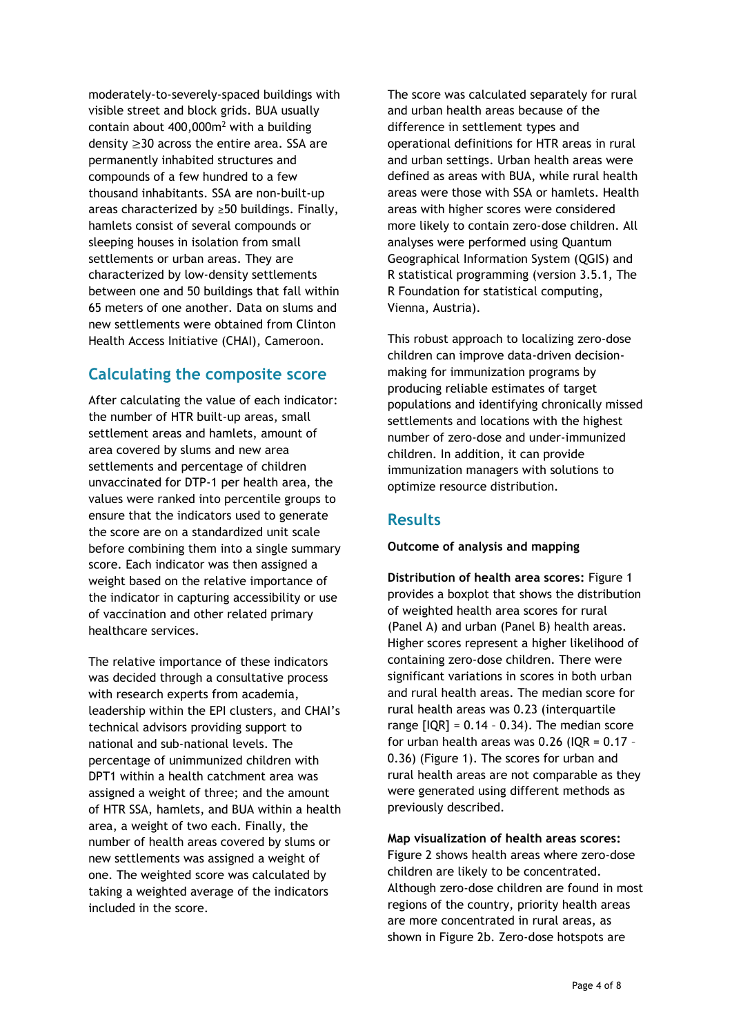moderately-to-severely-spaced buildings with visible street and block grids. BUA usually contain about 400,000m$^2$ with a building density ≥30 across the entire area. SSA are permanently inhabited structures and compounds of a few hundred to a few thousand inhabitants. SSA are non-built-up areas characterized by ≥50 buildings. Finally, hamlets consist of several compounds or sleeping houses in isolation from small settlements or urban areas. They are characterized by low-density settlements between one and 50 buildings that fall within 65 meters of one another. Data on slums and new settlements were obtained from Clinton Health Access Initiative (CHAI), Cameroon.

## Calculating the composite score

After calculating the value of each indicator: the number of HTR built-up areas, small settlement areas and hamlets, amount of area covered by slums and new area settlements and percentage of children unvaccinated for DTP-1 per health area, the values were ranked into percentile groups to ensure that the indicators used to generate the score are on a standardized unit scale before combining them into a single summary score. Each indicator was then assigned a weight based on the relative importance of the indicator in capturing accessibility or use of vaccination and other related primary healthcare services.

The relative importance of these indicators was decided through a consultative process with research experts from academia, leadership within the EPI clusters, and CHAI's technical advisors providing support to national and sub-national levels. The percentage of unimmunized children with DPT1 within a health catchment area was assigned a weight of three; and the amount of HTR SSA, hamlets, and BUA within a health area, a weight of two each. Finally, the number of health areas covered by slums or new settlements was assigned a weight of one. The weighted score was calculated by taking a weighted average of the indicators included in the score.

The score was calculated separately for rural and urban health areas because of the difference in settlement types and operational definitions for HTR areas in rural and urban settings. Urban health areas were defined as areas with BUA, while rural health areas were those with SSA or hamlets. Health areas with higher scores were considered more likely to contain zero-dose children. All analyses were performed using Quantum Geographical Information System (QGIS) and R statistical programming (version 3.5.1, The R Foundation for statistical computing, Vienna, Austria).

This robust approach to localizing zero-dose children can improve data-driven decision-making for immunization programs by producing reliable estimates of target populations and identifying chronically missed settlements and locations with the highest number of zero-dose and under-immunized children. In addition, it can provide immunization managers with solutions to optimize resource distribution.

## Results

**Outcome of analysis and mapping**

**Distribution of health area scores:** Figure 1 provides a boxplot that shows the distribution of weighted health area scores for rural (Panel A) and urban (Panel B) health areas. Higher scores represent a higher likelihood of containing zero-dose children. There were significant variations in scores in both urban and rural health areas. The median score for rural health areas was 0.23 (interquartile range [IQR] = 0.14 – 0.34). The median score for urban health areas was 0.26 (IQR = 0.17 – 0.36) (Figure 1). The scores for urban and rural health areas are not comparable as they were generated using different methods as previously described.

**Map visualization of health areas scores:** Figure 2 shows health areas where zero-dose children are likely to be concentrated. Although zero-dose children are found in most regions of the country, priority health areas are more concentrated in rural areas, as shown in Figure 2b. Zero-dose hotspots are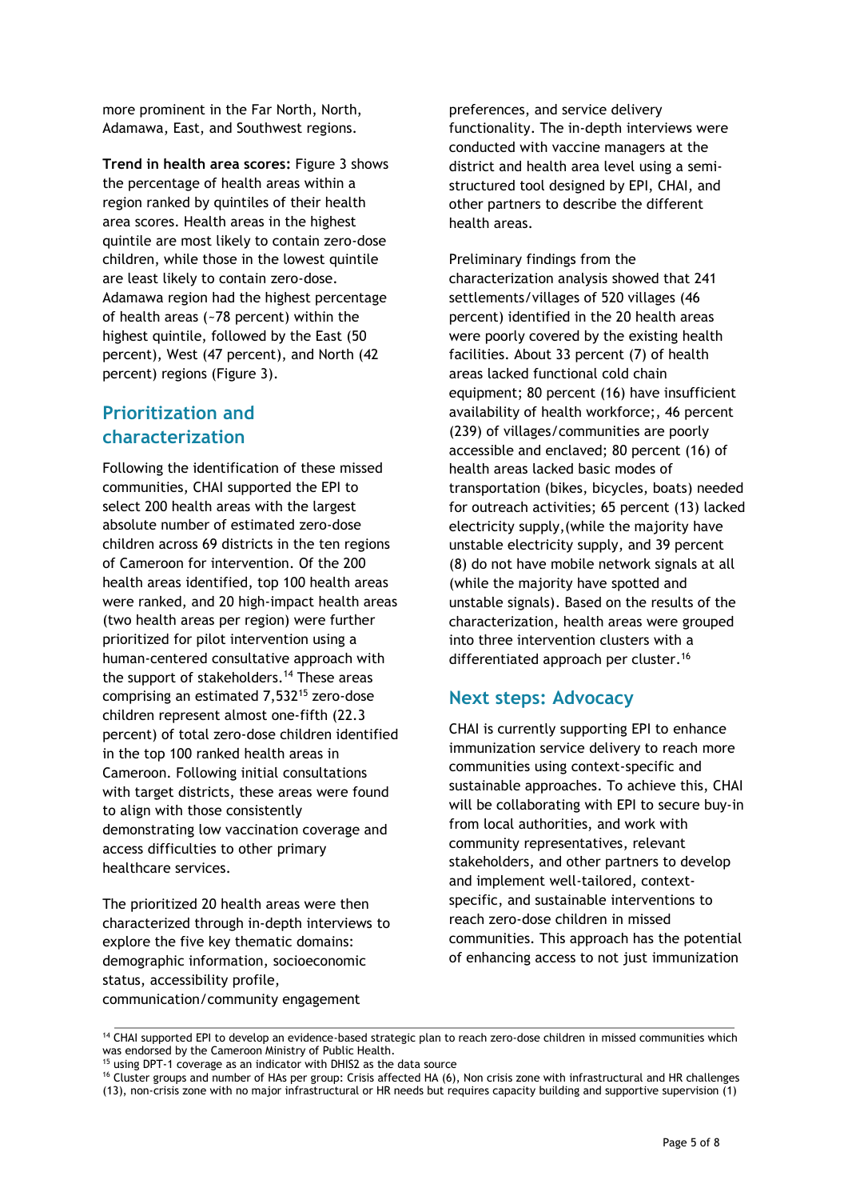more prominent in the Far North, North, Adamawa, East, and Southwest regions.

**Trend in health area scores:** Figure 3 shows the percentage of health areas within a region ranked by quintiles of their health area scores. Health areas in the highest quintile are most likely to contain zero-dose children, while those in the lowest quintile are least likely to contain zero-dose. Adamawa region had the highest percentage of health areas (~78 percent) within the highest quintile, followed by the East (50 percent), West (47 percent), and North (42 percent) regions (Figure 3).

## Prioritization and characterization

Following the identification of these missed communities, CHAI supported the EPI to select 200 health areas with the largest absolute number of estimated zero-dose children across 69 districts in the ten regions of Cameroon for intervention. Of the 200 health areas identified, top 100 health areas were ranked, and 20 high-impact health areas (two health areas per region) were further prioritized for pilot intervention using a human-centered consultative approach with the support of stakeholders.[14] These areas comprising an estimated 7,532[15] zero-dose children represent almost one-fifth (22.3 percent) of total zero-dose children identified in the top 100 ranked health areas in Cameroon. Following initial consultations with target districts, these areas were found to align with those consistently demonstrating low vaccination coverage and access difficulties to other primary healthcare services.

The prioritized 20 health areas were then characterized through in-depth interviews to explore the five key thematic domains: demographic information, socioeconomic status, accessibility profile, communication/community engagement preferences, and service delivery functionality. The in-depth interviews were conducted with vaccine managers at the district and health area level using a semi-structured tool designed by EPI, CHAI, and other partners to describe the different health areas.

Preliminary findings from the characterization analysis showed that 241 settlements/villages of 520 villages (46 percent) identified in the 20 health areas were poorly covered by the existing health facilities. About 33 percent (7) of health areas lacked functional cold chain equipment; 80 percent (16) have insufficient availability of health workforce;, 46 percent (239) of villages/communities are poorly accessible and enclaved; 80 percent (16) of health areas lacked basic modes of transportation (bikes, bicycles, boats) needed for outreach activities; 65 percent (13) lacked electricity supply,(while the majority have unstable electricity supply, and 39 percent (8) do not have mobile network signals at all (while the majority have spotted and unstable signals). Based on the results of the characterization, health areas were grouped into three intervention clusters with a differentiated approach per cluster.[16]

## Next steps: Advocacy

CHAI is currently supporting EPI to enhance immunization service delivery to reach more communities using context-specific and sustainable approaches. To achieve this, CHAI will be collaborating with EPI to secure buy-in from local authorities, and work with community representatives, relevant stakeholders, and other partners to develop and implement well-tailored, context-specific, and sustainable interventions to reach zero-dose children in missed communities. This approach has the potential of enhancing access to not just immunization

---

[14] CHAI supported EPI to develop an evidence-based strategic plan to reach zero-dose children in missed communities which was endorsed by the Cameroon Ministry of Public Health.

[15] using DPT-1 coverage as an indicator with DHIS2 as the data source

[16] Cluster groups and number of HAs per group: Crisis affected HA (6), Non crisis zone with infrastructural and HR challenges (13), non-crisis zone with no major infrastructural or HR needs but requires capacity building and supportive supervision (1)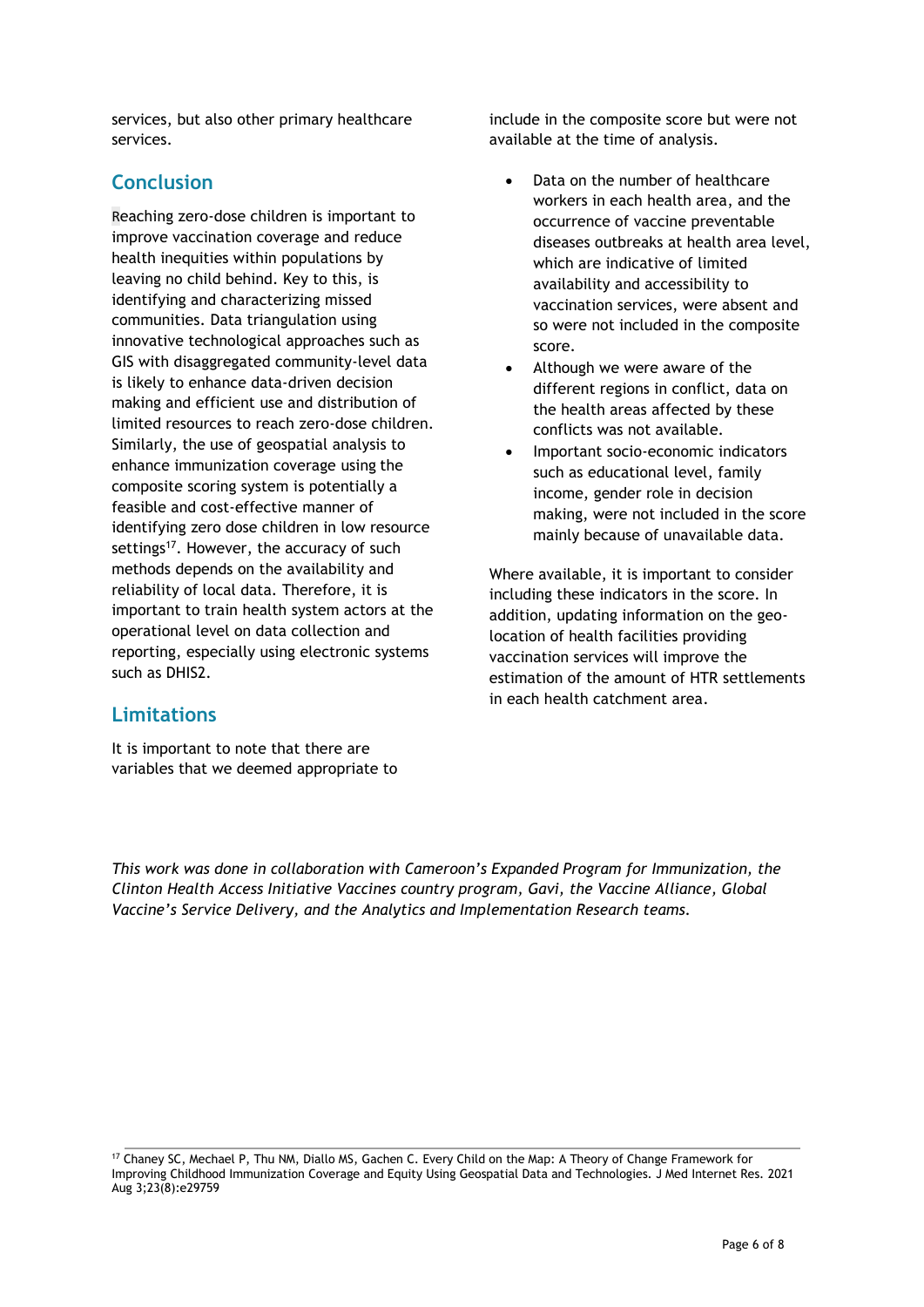services, but also other primary healthcare services.

## Conclusion

Reaching zero-dose children is important to improve vaccination coverage and reduce health inequities within populations by leaving no child behind. Key to this, is identifying and characterizing missed communities. Data triangulation using innovative technological approaches such as GIS with disaggregated community-level data is likely to enhance data-driven decision making and efficient use and distribution of limited resources to reach zero-dose children. Similarly, the use of geospatial analysis to enhance immunization coverage using the composite scoring system is potentially a feasible and cost-effective manner of identifying zero dose children in low resource settings[17]. However, the accuracy of such methods depends on the availability and reliability of local data. Therefore, it is important to train health system actors at the operational level on data collection and reporting, especially using electronic systems such as DHIS2.

## Limitations

It is important to note that there are variables that we deemed appropriate to include in the composite score but were not available at the time of analysis.

- Data on the number of healthcare workers in each health area, and the occurrence of vaccine preventable diseases outbreaks at health area level, which are indicative of limited availability and accessibility to vaccination services, were absent and so were not included in the composite score.
- Although we were aware of the different regions in conflict, data on the health areas affected by these conflicts was not available.
- Important socio-economic indicators such as educational level, family income, gender role in decision making, were not included in the score mainly because of unavailable data.

Where available, it is important to consider including these indicators in the score. In addition, updating information on the geo-location of health facilities providing vaccination services will improve the estimation of the amount of HTR settlements in each health catchment area.

*This work was done in collaboration with Cameroon's Expanded Program for Immunization, the Clinton Health Access Initiative Vaccines country program, Gavi, the Vaccine Alliance, Global Vaccine's Service Delivery, and the Analytics and Implementation Research teams.*

[17] Chaney SC, Mechael P, Thu NM, Diallo MS, Gachen C. Every Child on the Map: A Theory of Change Framework for Improving Childhood Immunization Coverage and Equity Using Geospatial Data and Technologies. J Med Internet Res. 2021 Aug 3;23(8):e29759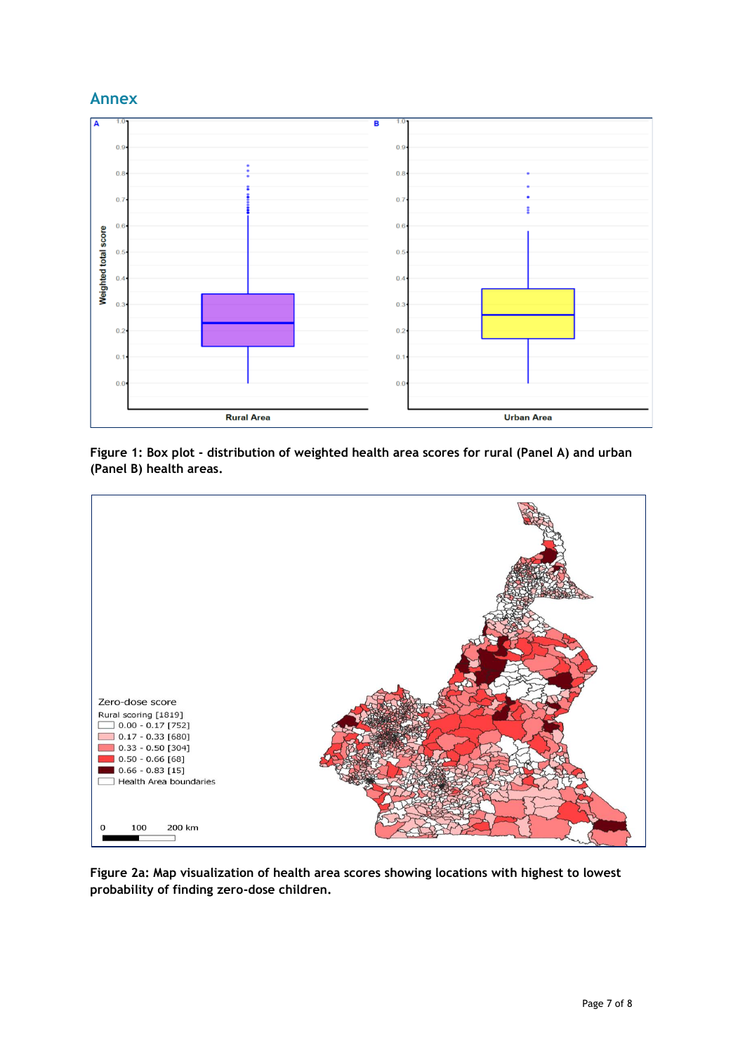## Annex

**Figure 1: Box plot - distribution of weighted health area scores for rural (Panel A) and urban (Panel B) health areas.**

**Figure 2a: Map visualization of health area scores showing locations with highest to lowest probability of finding zero-dose children.**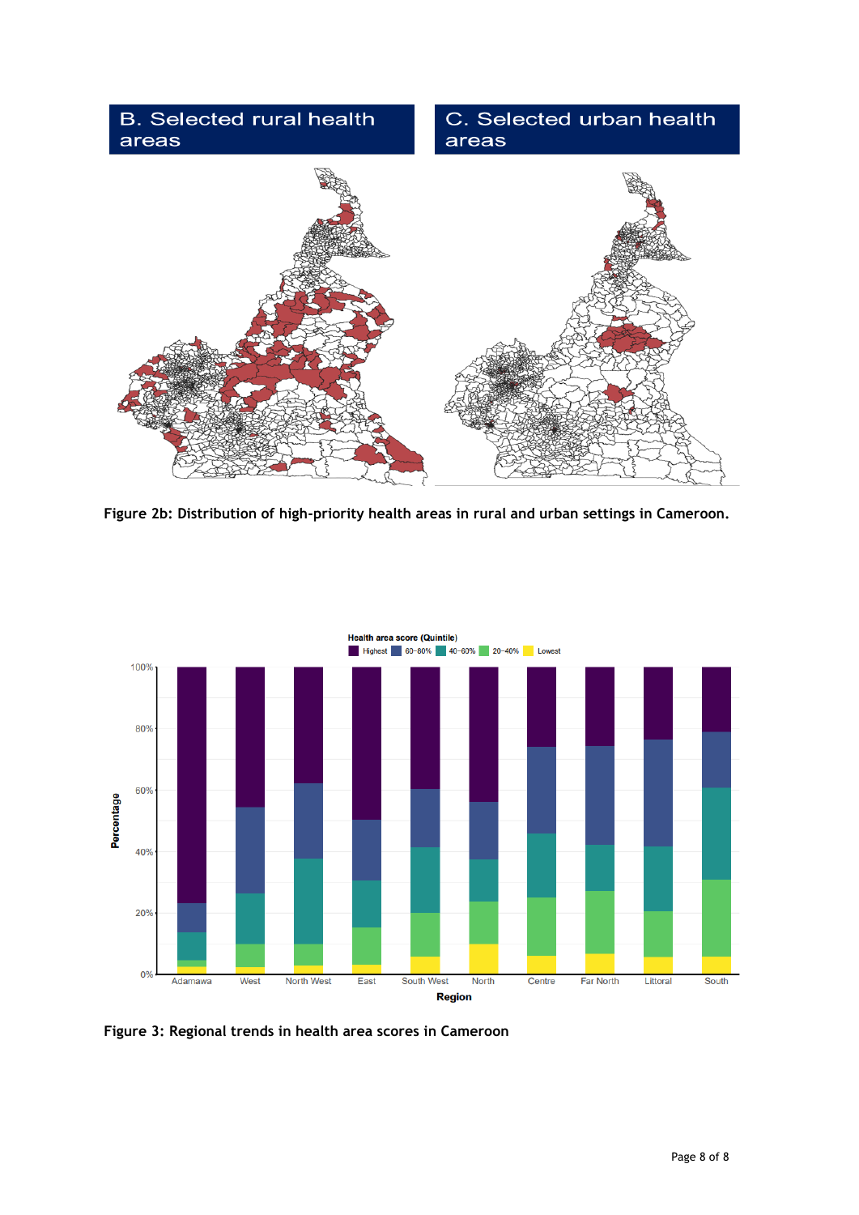B. Selected rural health areas

C. Selected urban health areas

**Figure 2b: Distribution of high-priority health areas in rural and urban settings in Cameroon.**

Health area score (Quintile)
Highest 60–80% 40–60% 20–40% Lowest

100%
80%
60%
40%
20%
0%

Percentage

Adamawa West North West East South West North Centre Far North Littoral South

Region

**Figure 3: Regional trends in health area scores in Cameroon**